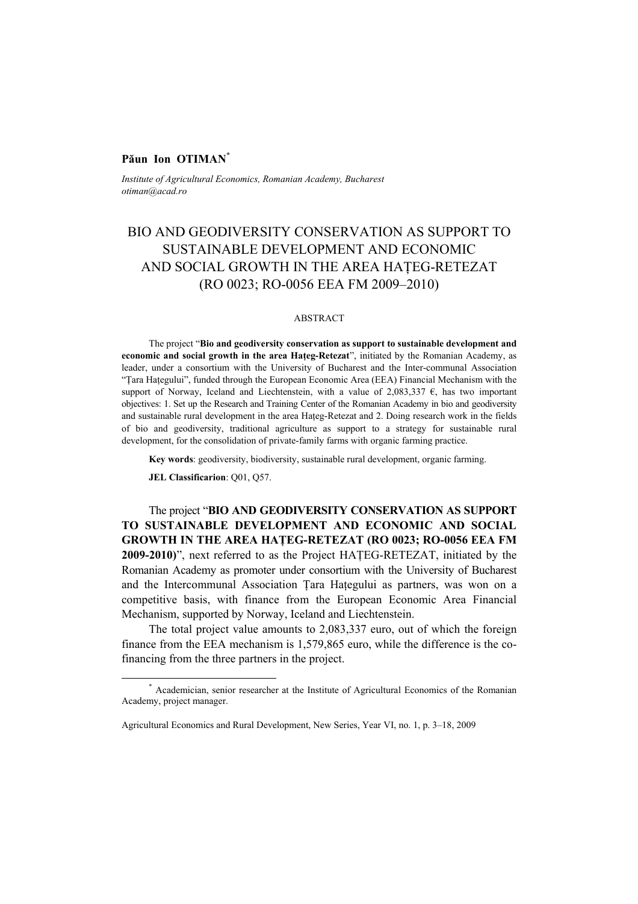**Păun Ion OTIMAN**[*]

*Institute of Agricultural Economics, Romanian Academy, Bucharest*
*otiman@acad.ro*

# BIO AND GEODIVERSITY CONSERVATION AS SUPPORT TO SUSTAINABLE DEVELOPMENT AND ECONOMIC AND SOCIAL GROWTH IN THE AREA HAŢEG-RETEZAT (RO 0023; RO-0056 EEA FM 2009–2010)

## ABSTRACT

The project "**Bio and geodiversity conservation as support to sustainable development and economic and social growth in the area Haţeg-Retezat**", initiated by the Romanian Academy, as leader, under a consortium with the University of Bucharest and the Inter-communal Association "Ţara Haţegului", funded through the European Economic Area (EEA) Financial Mechanism with the support of Norway, Iceland and Liechtenstein, with a value of 2,083,337 €, has two important objectives: 1. Set up the Research and Training Center of the Romanian Academy in bio and geodiversity and sustainable rural development in the area Haţeg-Retezat and 2. Doing research work in the fields of bio and geodiversity, traditional agriculture as support to a strategy for sustainable rural development, for the consolidation of private-family farms with organic farming practice.

**Key words**: geodiversity, biodiversity, sustainable rural development, organic farming.

**JEL Classificarion**: Q01, Q57.

The project "**BIO AND GEODIVERSITY CONSERVATION AS SUPPORT TO SUSTAINABLE DEVELOPMENT AND ECONOMIC AND SOCIAL GROWTH IN THE AREA HAŢEG-RETEZAT (RO 0023; RO-0056 EEA FM 2009-2010)**", next referred to as the Project HAŢEG-RETEZAT, initiated by the Romanian Academy as promoter under consortium with the University of Bucharest and the Intercommunal Association Ţara Haţegului as partners, was won on a competitive basis, with finance from the European Economic Area Financial Mechanism, supported by Norway, Iceland and Liechtenstein.

The total project value amounts to 2,083,337 euro, out of which the foreign finance from the EEA mechanism is 1,579,865 euro, while the difference is the co-financing from the three partners in the project.

---

[*] Academician, senior researcher at the Institute of Agricultural Economics of the Romanian Academy, project manager.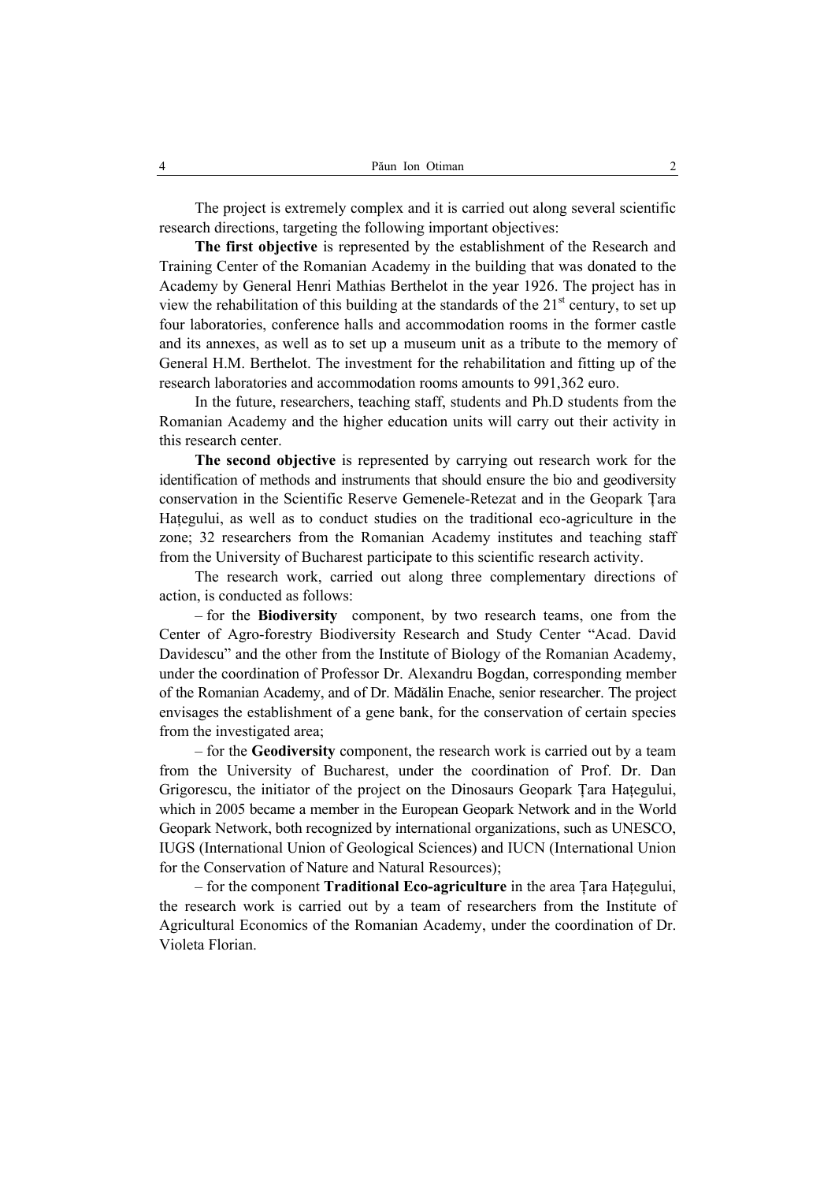The project is extremely complex and it is carried out along several scientific research directions, targeting the following important objectives:

**The first objective** is represented by the establishment of the Research and Training Center of the Romanian Academy in the building that was donated to the Academy by General Henri Mathias Berthelot in the year 1926. The project has in view the rehabilitation of this building at the standards of the 21st century, to set up four laboratories, conference halls and accommodation rooms in the former castle and its annexes, as well as to set up a museum unit as a tribute to the memory of General H.M. Berthelot. The investment for the rehabilitation and fitting up of the research laboratories and accommodation rooms amounts to 991,362 euro.

In the future, researchers, teaching staff, students and Ph.D students from the Romanian Academy and the higher education units will carry out their activity in this research center.

**The second objective** is represented by carrying out research work for the identification of methods and instruments that should ensure the bio and geodiversity conservation in the Scientific Reserve Gemenele-Retezat and in the Geopark Țara Hațegului, as well as to conduct studies on the traditional eco-agriculture in the zone; 32 researchers from the Romanian Academy institutes and teaching staff from the University of Bucharest participate to this scientific research activity.

The research work, carried out along three complementary directions of action, is conducted as follows:

– for the **Biodiversity** component, by two research teams, one from the Center of Agro-forestry Biodiversity Research and Study Center "Acad. David Davidescu" and the other from the Institute of Biology of the Romanian Academy, under the coordination of Professor Dr. Alexandru Bogdan, corresponding member of the Romanian Academy, and of Dr. Mădălin Enache, senior researcher. The project envisages the establishment of a gene bank, for the conservation of certain species from the investigated area;

– for the **Geodiversity** component, the research work is carried out by a team from the University of Bucharest, under the coordination of Prof. Dr. Dan Grigorescu, the initiator of the project on the Dinosaurs Geopark Țara Hațegului, which in 2005 became a member in the European Geopark Network and in the World Geopark Network, both recognized by international organizations, such as UNESCO, IUGS (International Union of Geological Sciences) and IUCN (International Union for the Conservation of Nature and Natural Resources);

– for the component **Traditional Eco-agriculture** in the area Țara Hațegului, the research work is carried out by a team of researchers from the Institute of Agricultural Economics of the Romanian Academy, under the coordination of Dr. Violeta Florian.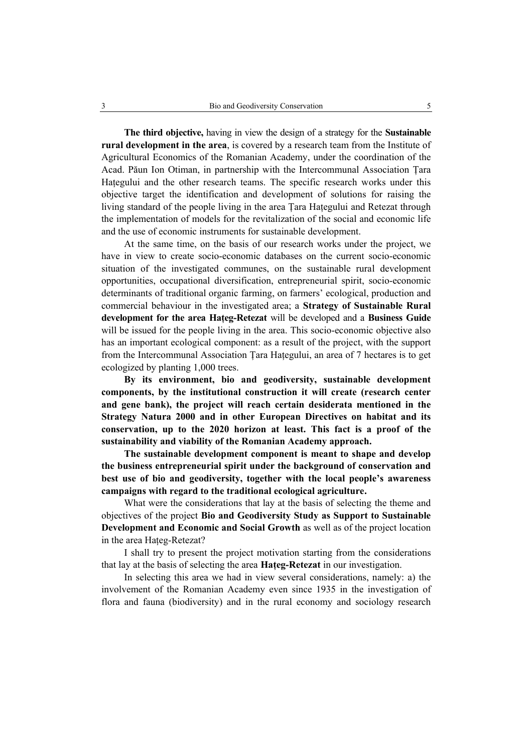**The third objective,** having in view the design of a strategy for the **Sustainable rural development in the area**, is covered by a research team from the Institute of Agricultural Economics of the Romanian Academy, under the coordination of the Acad. Păun Ion Otiman, in partnership with the Intercommunal Association Țara Hațegului and the other research teams. The specific research works under this objective target the identification and development of solutions for raising the living standard of the people living in the area Țara Hațegului and Retezat through the implementation of models for the revitalization of the social and economic life and the use of economic instruments for sustainable development.

At the same time, on the basis of our research works under the project, we have in view to create socio-economic databases on the current socio-economic situation of the investigated communes, on the sustainable rural development opportunities, occupational diversification, entrepreneurial spirit, socio-economic determinants of traditional organic farming, on farmers' ecological, production and commercial behaviour in the investigated area; a **Strategy of Sustainable Rural development for the area Hațeg-Retezat** will be developed and a **Business Guide** will be issued for the people living in the area. This socio-economic objective also has an important ecological component: as a result of the project, with the support from the Intercommunal Association Țara Hațegului, an area of 7 hectares is to get ecologized by planting 1,000 trees.

**By its environment, bio and geodiversity, sustainable development components, by the institutional construction it will create (research center and gene bank), the project will reach certain desiderata mentioned in the Strategy Natura 2000 and in other European Directives on habitat and its conservation, up to the 2020 horizon at least. This fact is a proof of the sustainability and viability of the Romanian Academy approach.**

**The sustainable development component is meant to shape and develop the business entrepreneurial spirit under the background of conservation and best use of bio and geodiversity, together with the local people's awareness campaigns with regard to the traditional ecological agriculture.**

What were the considerations that lay at the basis of selecting the theme and objectives of the project **Bio and Geodiversity Study as Support to Sustainable Development and Economic and Social Growth** as well as of the project location in the area Hațeg-Retezat?

I shall try to present the project motivation starting from the considerations that lay at the basis of selecting the area **Hațeg-Retezat** in our investigation.

In selecting this area we had in view several considerations, namely: a) the involvement of the Romanian Academy even since 1935 in the investigation of flora and fauna (biodiversity) and in the rural economy and sociology research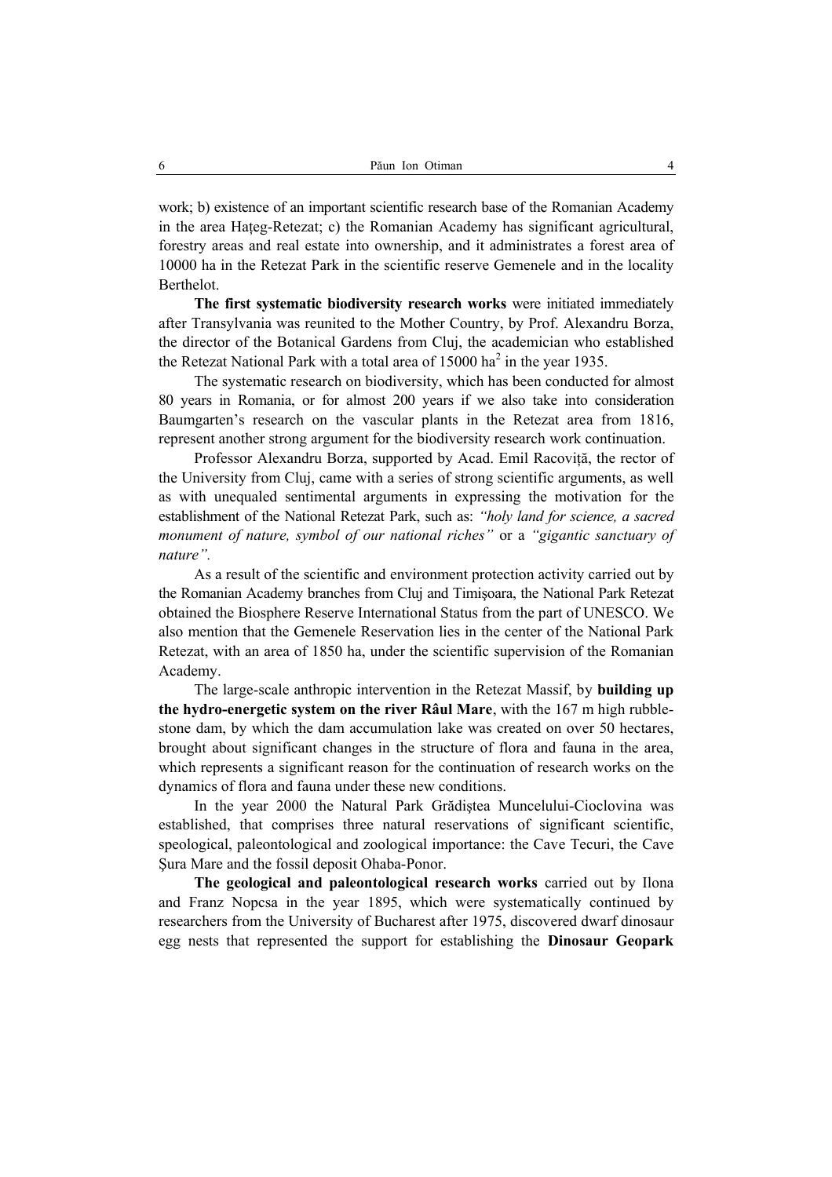work; b) existence of an important scientific research base of the Romanian Academy in the area Hațeg-Retezat; c) the Romanian Academy has significant agricultural, forestry areas and real estate into ownership, and it administrates a forest area of 10000 ha in the Retezat Park in the scientific reserve Gemenele and in the locality Berthelot.

**The first systematic biodiversity research works** were initiated immediately after Transylvania was reunited to the Mother Country, by Prof. Alexandru Borza, the director of the Botanical Gardens from Cluj, the academician who established the Retezat National Park with a total area of 15000 $ha^2$ in the year 1935.

The systematic research on biodiversity, which has been conducted for almost 80 years in Romania, or for almost 200 years if we also take into consideration Baumgarten's research on the vascular plants in the Retezat area from 1816, represent another strong argument for the biodiversity research work continuation.

Professor Alexandru Borza, supported by Acad. Emil Racoviță, the rector of the University from Cluj, came with a series of strong scientific arguments, as well as with unequaled sentimental arguments in expressing the motivation for the establishment of the National Retezat Park, such as: *"holy land for science, a sacred monument of nature, symbol of our national riches"* or a *"gigantic sanctuary of nature"*.

As a result of the scientific and environment protection activity carried out by the Romanian Academy branches from Cluj and Timişoara, the National Park Retezat obtained the Biosphere Reserve International Status from the part of UNESCO. We also mention that the Gemenele Reservation lies in the center of the National Park Retezat, with an area of 1850 ha, under the scientific supervision of the Romanian Academy.

The large-scale anthropic intervention in the Retezat Massif, by **building up the hydro-energetic system on the river Râul Mare**, with the 167 m high rubble-stone dam, by which the dam accumulation lake was created on over 50 hectares, brought about significant changes in the structure of flora and fauna in the area, which represents a significant reason for the continuation of research works on the dynamics of flora and fauna under these new conditions.

In the year 2000 the Natural Park Grădiştea Muncelului-Cioclovina was established, that comprises three natural reservations of significant scientific, speological, paleontological and zoological importance: the Cave Tecuri, the Cave Şura Mare and the fossil deposit Ohaba-Ponor.

**The geological and paleontological research works** carried out by Ilona and Franz Nopcsa in the year 1895, which were systematically continued by researchers from the University of Bucharest after 1975, discovered dwarf dinosaur egg nests that represented the support for establishing the **Dinosaur Geopark**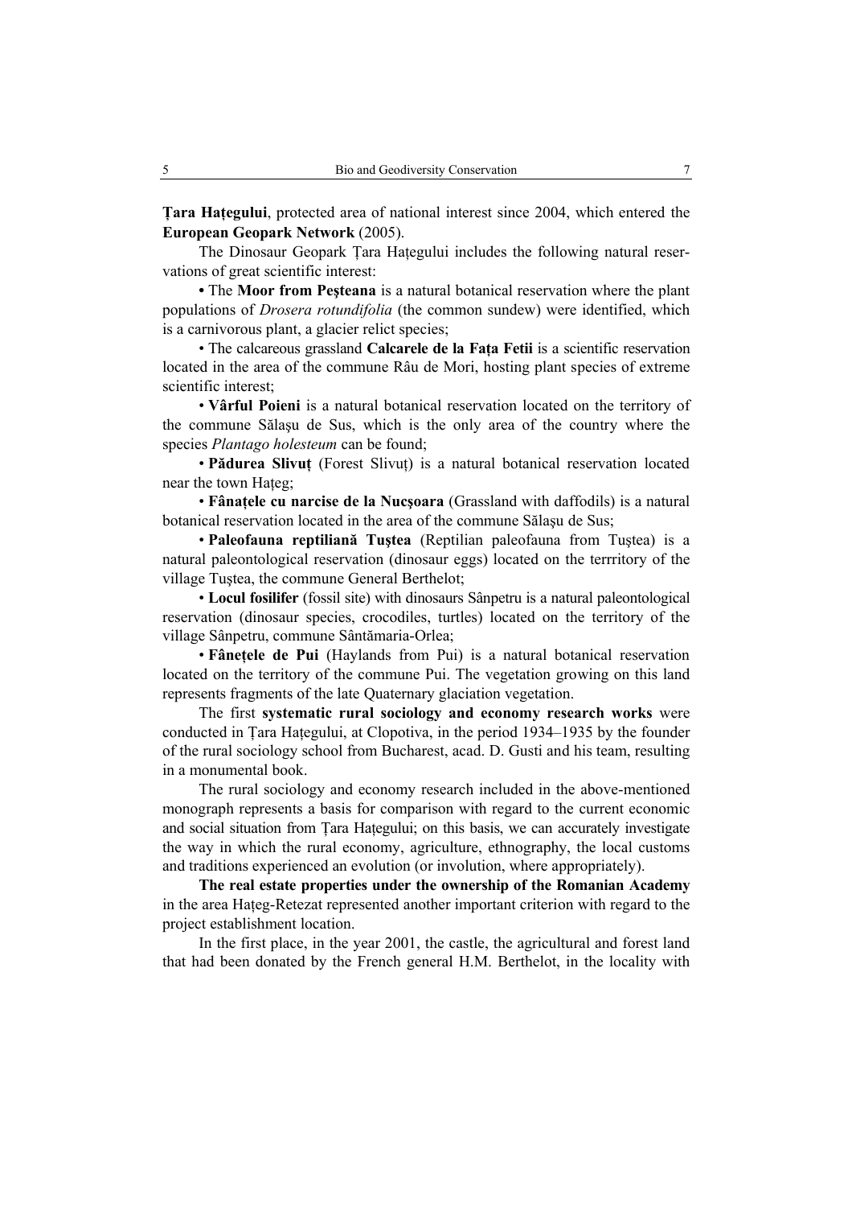**Țara Hațegului**, protected area of national interest since 2004, which entered the **European Geopark Network** (2005).

The Dinosaur Geopark Țara Hațegului includes the following natural reservations of great scientific interest:

- The **Moor from Peşteana** is a natural botanical reservation where the plant populations of *Drosera rotundifolia* (the common sundew) were identified, which is a carnivorous plant, a glacier relict species;
- The calcareous grassland **Calcarele de la Fața Fetii** is a scientific reservation located in the area of the commune Râu de Mori, hosting plant species of extreme scientific interest;
- **Vârful Poieni** is a natural botanical reservation located on the territory of the commune Sălaşu de Sus, which is the only area of the country where the species *Plantago holesteum* can be found;
- **Pădurea Slivuț** (Forest Slivuț) is a natural botanical reservation located near the town Hațeg;
- **Fânațele cu narcise de la Nucşoara** (Grassland with daffodils) is a natural botanical reservation located in the area of the commune Sălaşu de Sus;
- **Paleofauna reptiliană Tuştea** (Reptilian paleofauna from Tuştea) is a natural paleontological reservation (dinosaur eggs) located on the terrritory of the village Tuştea, the commune General Berthelot;
- **Locul fosilifer** (fossil site) with dinosaurs Sânpetru is a natural paleontological reservation (dinosaur species, crocodiles, turtles) located on the territory of the village Sânpetru, commune Sântămaria-Orlea;
- **Fânețele de Pui** (Haylands from Pui) is a natural botanical reservation located on the territory of the commune Pui. The vegetation growing on this land represents fragments of the late Quaternary glaciation vegetation.

The first **systematic rural sociology and economy research works** were conducted in Țara Hațegului, at Clopotiva, in the period 1934–1935 by the founder of the rural sociology school from Bucharest, acad. D. Gusti and his team, resulting in a monumental book.

The rural sociology and economy research included in the above-mentioned monograph represents a basis for comparison with regard to the current economic and social situation from Țara Hațegului; on this basis, we can accurately investigate the way in which the rural economy, agriculture, ethnography, the local customs and traditions experienced an evolution (or involution, where appropriately).

**The real estate properties under the ownership of the Romanian Academy** in the area Hațeg-Retezat represented another important criterion with regard to the project establishment location.

In the first place, in the year 2001, the castle, the agricultural and forest land that had been donated by the French general H.M. Berthelot, in the locality with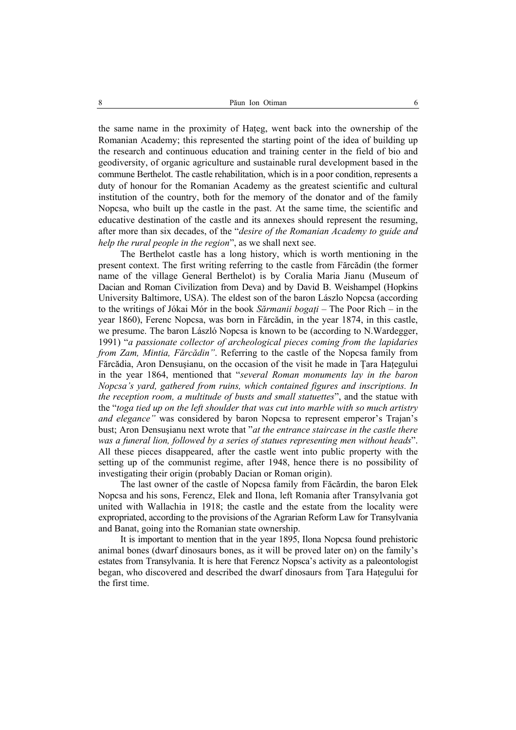the same name in the proximity of Hațeg, went back into the ownership of the Romanian Academy; this represented the starting point of the idea of building up the research and continuous education and training center in the field of bio and geodiversity, of organic agriculture and sustainable rural development based in the commune Berthelot. The castle rehabilitation, which is in a poor condition, represents a duty of honour for the Romanian Academy as the greatest scientific and cultural institution of the country, both for the memory of the donator and of the family Nopcsa, who built up the castle in the past. At the same time, the scientific and educative destination of the castle and its annexes should represent the resuming, after more than six decades, of the "*desire of the Romanian Academy to guide and help the rural people in the region*", as we shall next see.

The Berthelot castle has a long history, which is worth mentioning in the present context. The first writing referring to the castle from Fărcădin (the former name of the village General Berthelot) is by Coralia Maria Jianu (Museum of Dacian and Roman Civilization from Deva) and by David B. Weishampel (Hopkins University Baltimore, USA). The eldest son of the baron Lászlo Nopcsa (according to the writings of Jókai Mór in the book *Sărmanii bogați* – The Poor Rich – in the year 1860), Ferenc Nopcsa, was born in Fărcădin, in the year 1874, in this castle, we presume. The baron László Nopcsa is known to be (according to N.Wardegger, 1991) "*a passionate collector of archeological pieces coming from the lapidaries from Zam, Mintia, Fărcădin"*. Referring to the castle of the Nopcsa family from Fărcădia, Aron Densușianu, on the occasion of the visit he made in Țara Hațegului in the year 1864, mentioned that "*several Roman monuments lay in the baron Nopcsa's yard, gathered from ruins, which contained figures and inscriptions. In the reception room, a multitude of busts and small statuettes*", and the statue with the "*toga tied up on the left shoulder that was cut into marble with so much artistry and elegance"* was considered by baron Nopcsa to represent emperor's Trajan's bust; Aron Densușianu next wrote that "*at the entrance staircase in the castle there was a funeral lion, followed by a series of statues representing men without heads*". All these pieces disappeared, after the castle went into public property with the setting up of the communist regime, after 1948, hence there is no possibility of investigating their origin (probably Dacian or Roman origin).

The last owner of the castle of Nopcsa family from Făcărdin, the baron Elek Nopcsa and his sons, Ferencz, Elek and Ilona, left Romania after Transylvania got united with Wallachia in 1918; the castle and the estate from the locality were expropriated, according to the provisions of the Agrarian Reform Law for Transylvania and Banat, going into the Romanian state ownership.

It is important to mention that in the year 1895, Ilona Nopcsa found prehistoric animal bones (dwarf dinosaurs bones, as it will be proved later on) on the family's estates from Transylvania. It is here that Ferencz Nopsca's activity as a paleontologist began, who discovered and described the dwarf dinosaurs from Țara Hațegului for the first time.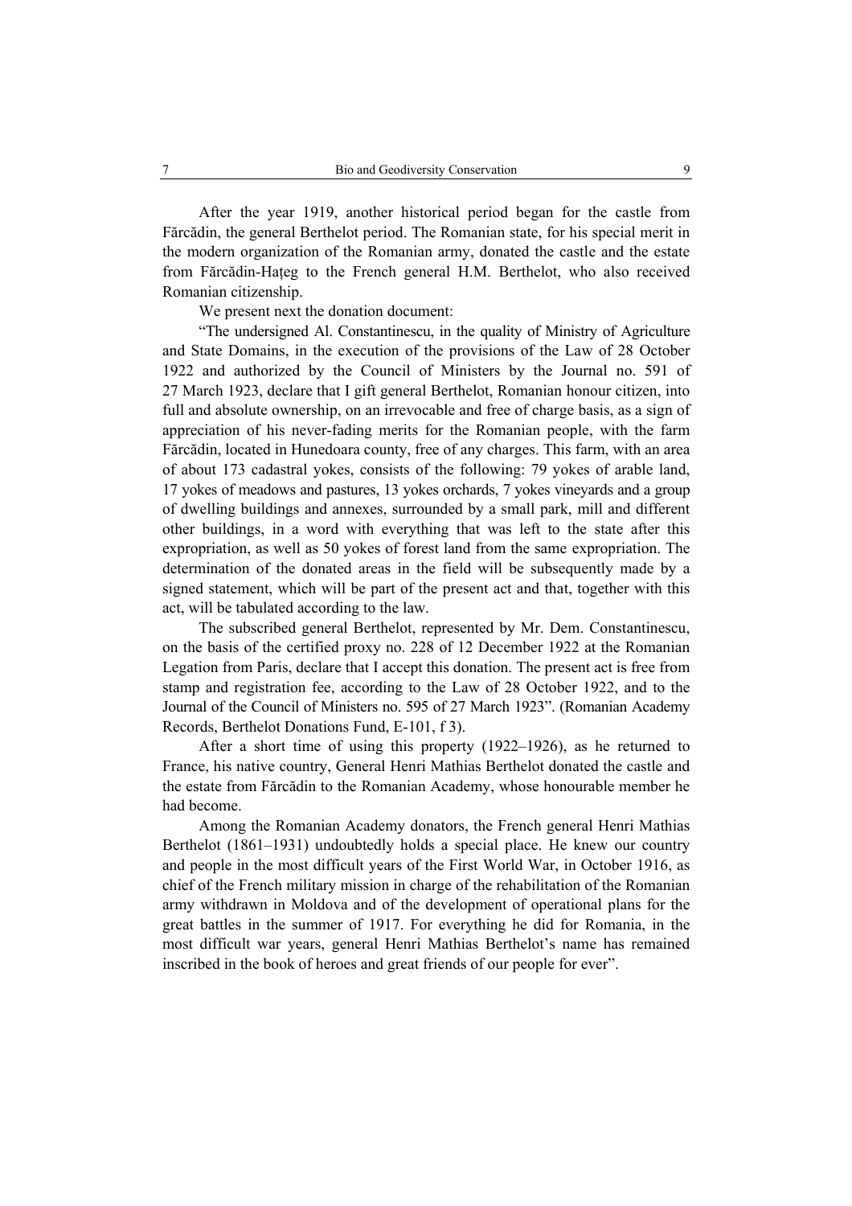After the year 1919, another historical period began for the castle from Fărcădin, the general Berthelot period. The Romanian state, for his special merit in the modern organization of the Romanian army, donated the castle and the estate from Fărcădin-Hațeg to the French general H.M. Berthelot, who also received Romanian citizenship.

We present next the donation document:

"The undersigned Al. Constantinescu, in the quality of Ministry of Agriculture and State Domains, in the execution of the provisions of the Law of 28 October 1922 and authorized by the Council of Ministers by the Journal no. 591 of 27 March 1923, declare that I gift general Berthelot, Romanian honour citizen, into full and absolute ownership, on an irrevocable and free of charge basis, as a sign of appreciation of his never-fading merits for the Romanian people, with the farm Fărcădin, located in Hunedoara county, free of any charges. This farm, with an area of about 173 cadastral yokes, consists of the following: 79 yokes of arable land, 17 yokes of meadows and pastures, 13 yokes orchards, 7 yokes vineyards and a group of dwelling buildings and annexes, surrounded by a small park, mill and different other buildings, in a word with everything that was left to the state after this expropriation, as well as 50 yokes of forest land from the same expropriation. The determination of the donated areas in the field will be subsequently made by a signed statement, which will be part of the present act and that, together with this act, will be tabulated according to the law.

The subscribed general Berthelot, represented by Mr. Dem. Constantinescu, on the basis of the certified proxy no. 228 of 12 December 1922 at the Romanian Legation from Paris, declare that I accept this donation. The present act is free from stamp and registration fee, according to the Law of 28 October 1922, and to the Journal of the Council of Ministers no. 595 of 27 March 1923". (Romanian Academy Records, Berthelot Donations Fund, E-101, f 3).

After a short time of using this property (1922–1926), as he returned to France, his native country, General Henri Mathias Berthelot donated the castle and the estate from Fărcădin to the Romanian Academy, whose honourable member he had become.

Among the Romanian Academy donators, the French general Henri Mathias Berthelot (1861–1931) undoubtedly holds a special place. He knew our country and people in the most difficult years of the First World War, in October 1916, as chief of the French military mission in charge of the rehabilitation of the Romanian army withdrawn in Moldova and of the development of operational plans for the great battles in the summer of 1917. For everything he did for Romania, in the most difficult war years, general Henri Mathias Berthelot's name has remained inscribed in the book of heroes and great friends of our people for ever".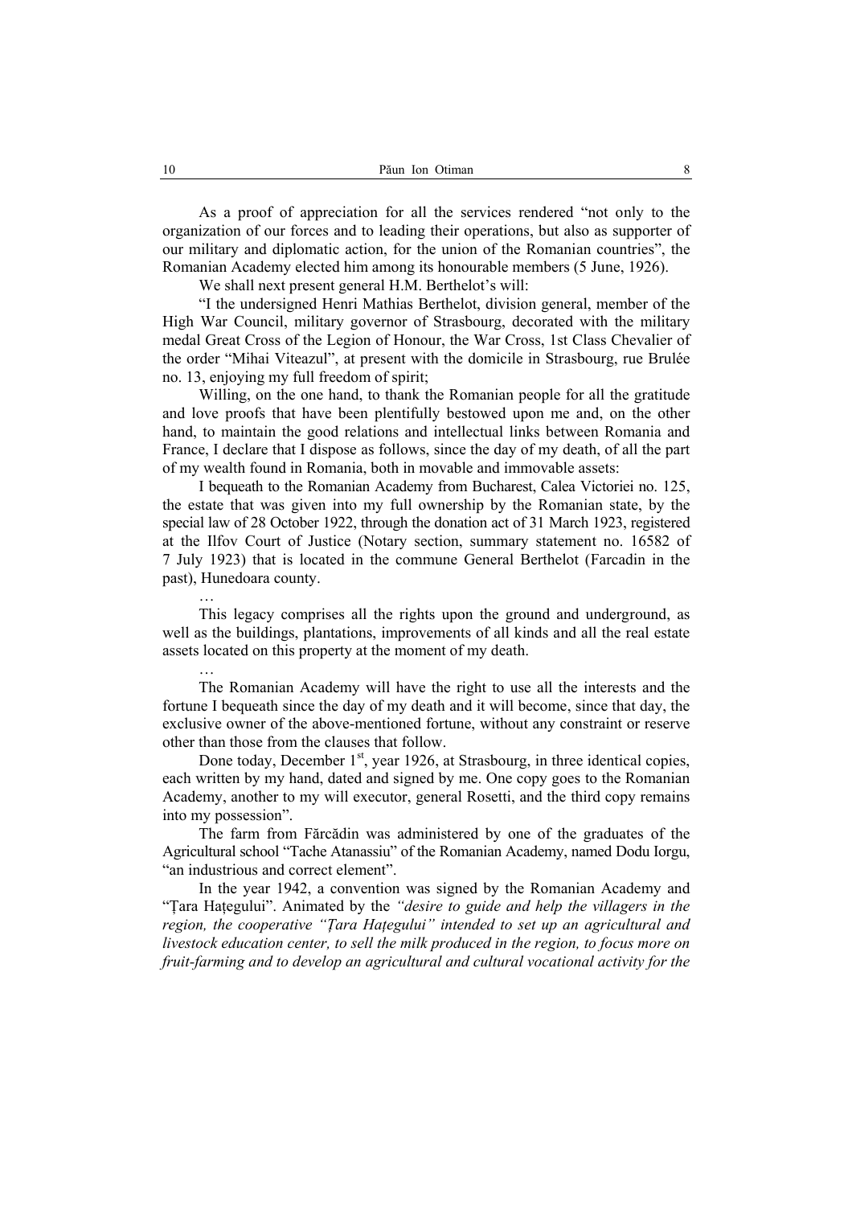As a proof of appreciation for all the services rendered "not only to the organization of our forces and to leading their operations, but also as supporter of our military and diplomatic action, for the union of the Romanian countries", the Romanian Academy elected him among its honourable members (5 June, 1926).

We shall next present general H.M. Berthelot's will:

"I the undersigned Henri Mathias Berthelot, division general, member of the High War Council, military governor of Strasbourg, decorated with the military medal Great Cross of the Legion of Honour, the War Cross, 1st Class Chevalier of the order "Mihai Viteazul", at present with the domicile in Strasbourg, rue Brulée no. 13, enjoying my full freedom of spirit;

Willing, on the one hand, to thank the Romanian people for all the gratitude and love proofs that have been plentifully bestowed upon me and, on the other hand, to maintain the good relations and intellectual links between Romania and France, I declare that I dispose as follows, since the day of my death, of all the part of my wealth found in Romania, both in movable and immovable assets:

I bequeath to the Romanian Academy from Bucharest, Calea Victoriei no. 125, the estate that was given into my full ownership by the Romanian state, by the special law of 28 October 1922, through the donation act of 31 March 1923, registered at the Ilfov Court of Justice (Notary section, summary statement no. 16582 of 7 July 1923) that is located in the commune General Berthelot (Farcadin in the past), Hunedoara county.

…

This legacy comprises all the rights upon the ground and underground, as well as the buildings, plantations, improvements of all kinds and all the real estate assets located on this property at the moment of my death.

…

The Romanian Academy will have the right to use all the interests and the fortune I bequeath since the day of my death and it will become, since that day, the exclusive owner of the above-mentioned fortune, without any constraint or reserve other than those from the clauses that follow.

Done today, December 1st, year 1926, at Strasbourg, in three identical copies, each written by my hand, dated and signed by me. One copy goes to the Romanian Academy, another to my will executor, general Rosetti, and the third copy remains into my possession".

The farm from Fărcădin was administered by one of the graduates of the Agricultural school "Tache Atanassiu" of the Romanian Academy, named Dodu Iorgu, "an industrious and correct element".

In the year 1942, a convention was signed by the Romanian Academy and "Țara Hațegului". Animated by the *"desire to guide and help the villagers in the region, the cooperative "Țara Hațegului" intended to set up an agricultural and livestock education center, to sell the milk produced in the region, to focus more on fruit-farming and to develop an agricultural and cultural vocational activity for the*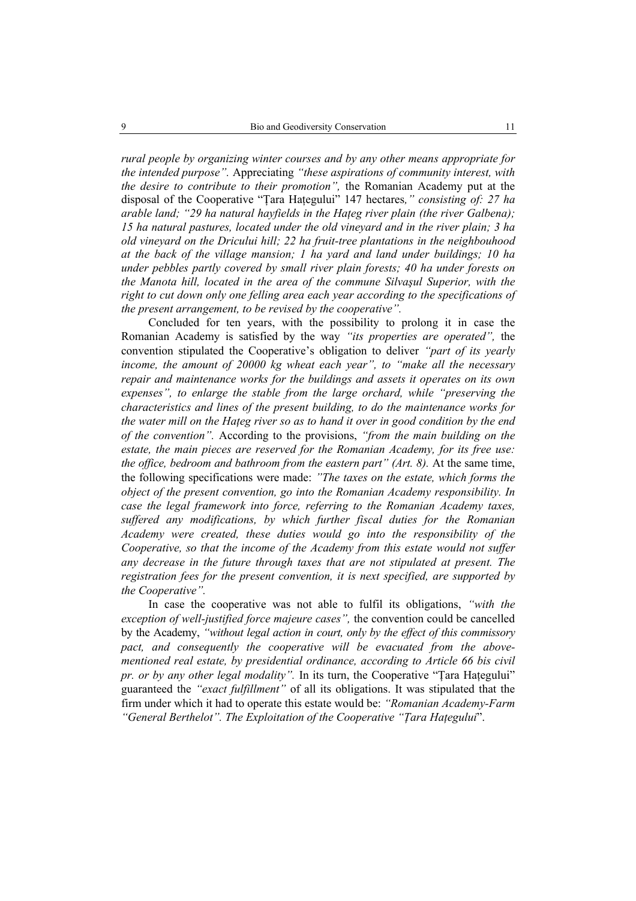*rural people by organizing winter courses and by any other means appropriate for the intended purpose”.* Appreciating *“these aspirations of community interest, with the desire to contribute to their promotion”,* the Romanian Academy put at the disposal of the Cooperative “Țara Hațegului” 147 hectares*,” consisting of: 27 ha arable land; “29 ha natural hayfields in the Hațeg river plain (the river Galbena); 15 ha natural pastures, located under the old vineyard and in the river plain; 3 ha old vineyard on the Dricului hill; 22 ha fruit-tree plantations in the neighbouhood at the back of the village mansion; 1 ha yard and land under buildings; 10 ha under pebbles partly covered by small river plain forests; 40 ha under forests on the Manota hill, located in the area of the commune Silvaşul Superior, with the right to cut down only one felling area each year according to the specifications of the present arrangement, to be revised by the cooperative”.*

Concluded for ten years, with the possibility to prolong it in case the Romanian Academy is satisfied by the way *“its properties are operated”,* the convention stipulated the Cooperative's obligation to deliver *“part of its yearly income, the amount of 20000 kg wheat each year”, to “make all the necessary repair and maintenance works for the buildings and assets it operates on its own expenses”, to enlarge the stable from the large orchard, while “preserving the characteristics and lines of the present building, to do the maintenance works for the water mill on the Hațeg river so as to hand it over in good condition by the end of the convention”.* According to the provisions, *“from the main building on the estate, the main pieces are reserved for the Romanian Academy, for its free use: the office, bedroom and bathroom from the eastern part” (Art. 8).* At the same time, the following specifications were made: *”The taxes on the estate, which forms the object of the present convention, go into the Romanian Academy responsibility. In case the legal framework into force, referring to the Romanian Academy taxes, suffered any modifications, by which further fiscal duties for the Romanian Academy were created, these duties would go into the responsibility of the Cooperative, so that the income of the Academy from this estate would not suffer any decrease in the future through taxes that are not stipulated at present. The registration fees for the present convention, it is next specified, are supported by the Cooperative”.*

In case the cooperative was not able to fulfil its obligations, *“with the exception of well-justified force majeure cases”,* the convention could be cancelled by the Academy, *“without legal action in court, only by the effect of this commissory pact, and consequently the cooperative will be evacuated from the above-mentioned real estate, by presidential ordinance, according to Article 66 bis civil pr. or by any other legal modality”.* In its turn, the Cooperative “Țara Hațegului” guaranteed the *“exact fulfillment”* of all its obligations. It was stipulated that the firm under which it had to operate this estate would be: *“Romanian Academy-Farm “General Berthelot”. The Exploitation of the Cooperative “Țara Hațegului*”.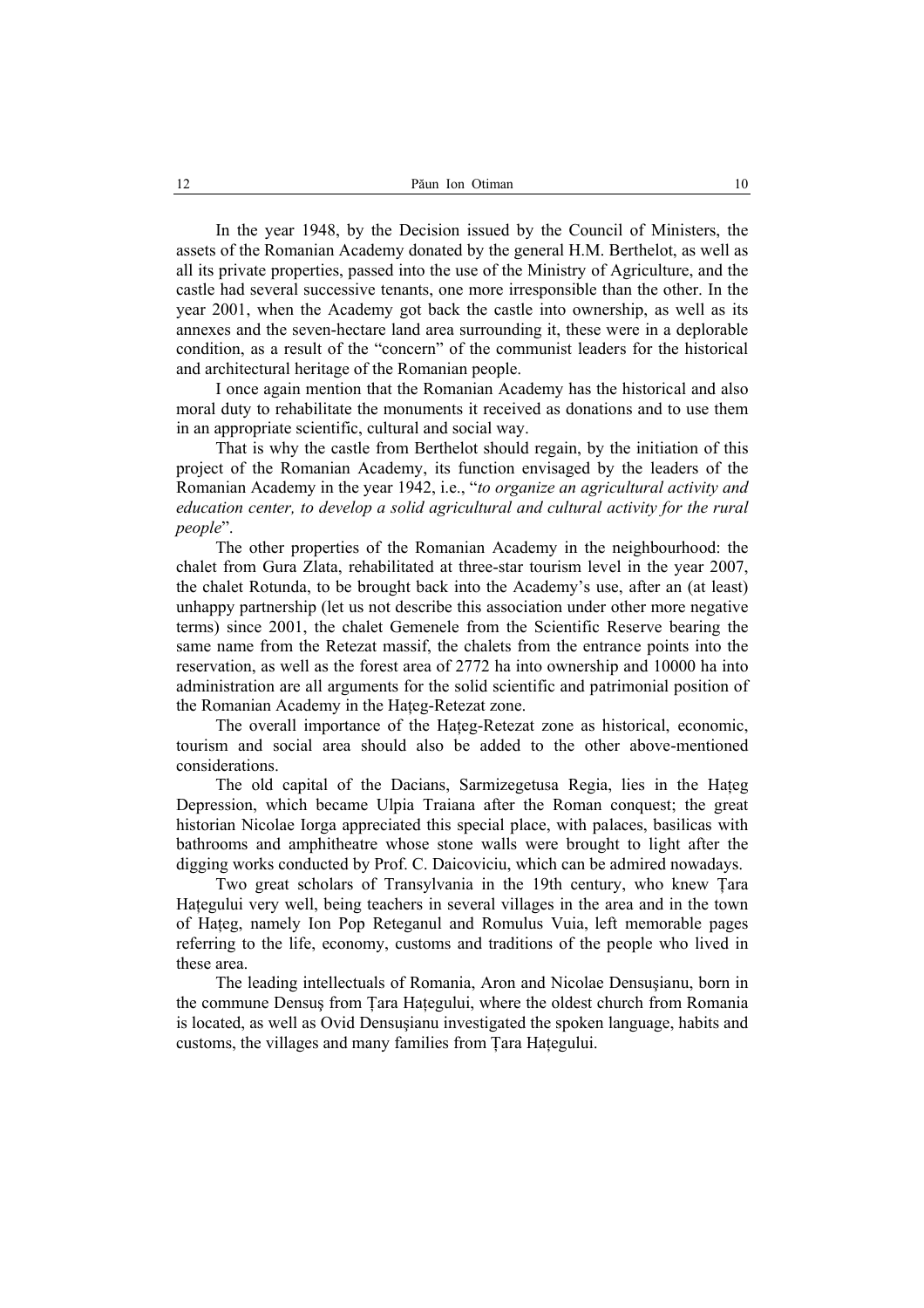In the year 1948, by the Decision issued by the Council of Ministers, the assets of the Romanian Academy donated by the general H.M. Berthelot, as well as all its private properties, passed into the use of the Ministry of Agriculture, and the castle had several successive tenants, one more irresponsible than the other. In the year 2001, when the Academy got back the castle into ownership, as well as its annexes and the seven-hectare land area surrounding it, these were in a deplorable condition, as a result of the "concern" of the communist leaders for the historical and architectural heritage of the Romanian people.

I once again mention that the Romanian Academy has the historical and also moral duty to rehabilitate the monuments it received as donations and to use them in an appropriate scientific, cultural and social way.

That is why the castle from Berthelot should regain, by the initiation of this project of the Romanian Academy, its function envisaged by the leaders of the Romanian Academy in the year 1942, i.e., "*to organize an agricultural activity and education center, to develop a solid agricultural and cultural activity for the rural people*".

The other properties of the Romanian Academy in the neighbourhood: the chalet from Gura Zlata, rehabilitated at three-star tourism level in the year 2007, the chalet Rotunda, to be brought back into the Academy's use, after an (at least) unhappy partnership (let us not describe this association under other more negative terms) since 2001, the chalet Gemenele from the Scientific Reserve bearing the same name from the Retezat massif, the chalets from the entrance points into the reservation, as well as the forest area of 2772 ha into ownership and 10000 ha into administration are all arguments for the solid scientific and patrimonial position of the Romanian Academy in the Haţeg-Retezat zone.

The overall importance of the Haţeg-Retezat zone as historical, economic, tourism and social area should also be added to the other above-mentioned considerations.

The old capital of the Dacians, Sarmizegetusa Regia, lies in the Haţeg Depression, which became Ulpia Traiana after the Roman conquest; the great historian Nicolae Iorga appreciated this special place, with palaces, basilicas with bathrooms and amphitheatre whose stone walls were brought to light after the digging works conducted by Prof. C. Daicoviciu, which can be admired nowadays.

Two great scholars of Transylvania in the 19th century, who knew Ţara Haţegului very well, being teachers in several villages in the area and in the town of Haţeg, namely Ion Pop Reteganul and Romulus Vuia, left memorable pages referring to the life, economy, customs and traditions of the people who lived in these area.

The leading intellectuals of Romania, Aron and Nicolae Densuşianu, born in the commune Densuş from Ţara Haţegului, where the oldest church from Romania is located, as well as Ovid Densuşianu investigated the spoken language, habits and customs, the villages and many families from Ţara Haţegului.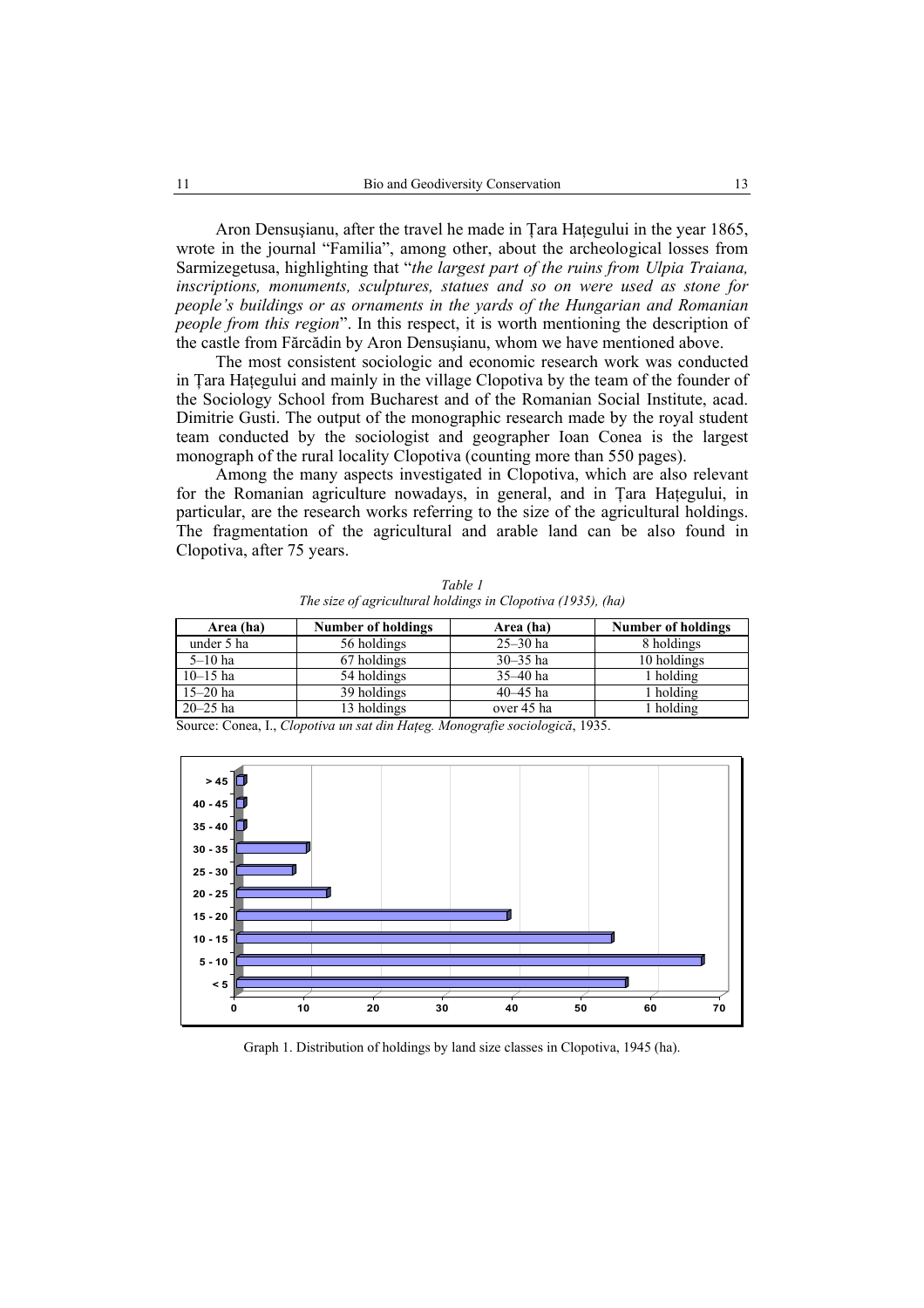Aron Densuşianu, after the travel he made in Țara Hațegului in the year 1865, wrote in the journal "Familia", among other, about the archeological losses from Sarmizegetusa, highlighting that "*the largest part of the ruins from Ulpia Traiana, inscriptions, monuments, sculptures, statues and so on were used as stone for people's buildings or as ornaments in the yards of the Hungarian and Romanian people from this region*". In this respect, it is worth mentioning the description of the castle from Fărcădin by Aron Densușianu, whom we have mentioned above.

The most consistent sociologic and economic research work was conducted in Țara Hațegului and mainly in the village Clopotiva by the team of the founder of the Sociology School from Bucharest and of the Romanian Social Institute, acad. Dimitrie Gusti. The output of the monographic research made by the royal student team conducted by the sociologist and geographer Ioan Conea is the largest monograph of the rural locality Clopotiva (counting more than 550 pages).

Among the many aspects investigated in Clopotiva, which are also relevant for the Romanian agriculture nowadays, in general, and in Țara Hațegului, in particular, are the research works referring to the size of the agricultural holdings. The fragmentation of the agricultural and arable land can be also found in Clopotiva, after 75 years.

*Table 1*
*The size of agricultural holdings in Clopotiva (1935), (ha)*

| Area (ha) | Number of holdings | Area (ha) | Number of holdings |
|---|---|---|---|
| under 5 ha | 56 holdings | 25–30 ha | 8 holdings |
| 5–10 ha | 67 holdings | 30–35 ha | 10 holdings |
| 10–15 ha | 54 holdings | 35–40 ha | 1 holding |
| 15–20 ha | 39 holdings | 40–45 ha | 1 holding |
| 20–25 ha | 13 holdings | over 45 ha | 1 holding |

Source: Conea, I., *Clopotiva un sat din Hațeg. Monografie sociologică*, 1935.

Graph 1. Distribution of holdings by land size classes in Clopotiva, 1945 (ha).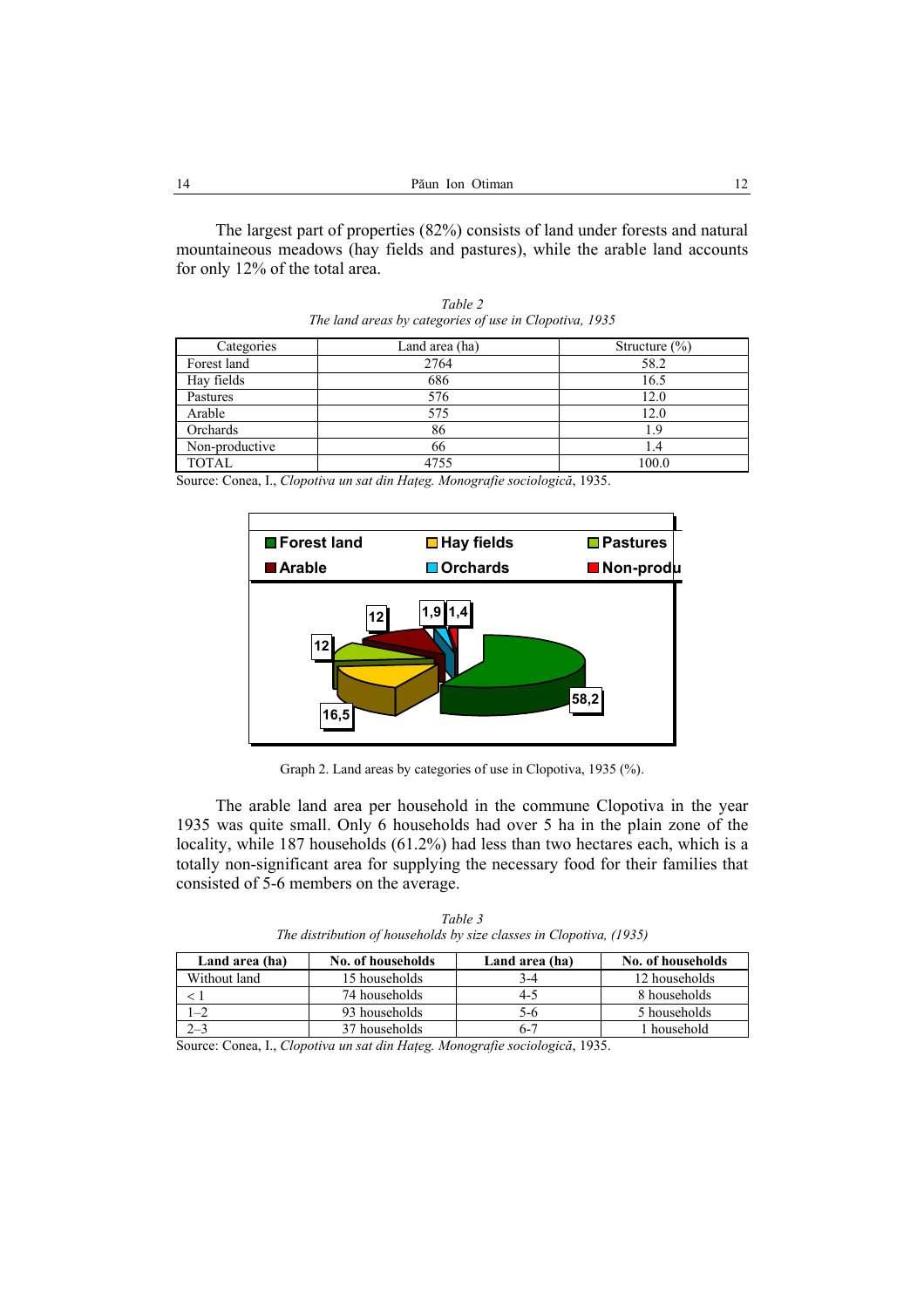The largest part of properties (82%) consists of land under forests and natural mountaineous meadows (hay fields and pastures), while the arable land accounts for only 12% of the total area.

*Table 2*
*The land areas by categories of use in Clopotiva, 1935*

| Categories | Land area (ha) | Structure (%) |
|---|---|---|
| Forest land | 2764 | 58.2 |
| Hay fields | 686 | 16.5 |
| Pastures | 576 | 12.0 |
| Arable | 575 | 12.0 |
| Orchards | 86 | 1.9 |
| Non-productive | 66 | 1.4 |
| TOTAL | 4755 | 100.0 |

Source: Conea, I., *Clopotiva un sat din Haţeg. Monografie sociologică*, 1935.

Graph 2. Land areas by categories of use in Clopotiva, 1935 (%).

The arable land area per household in the commune Clopotiva in the year 1935 was quite small. Only 6 households had over 5 ha in the plain zone of the locality, while 187 households (61.2%) had less than two hectares each, which is a totally non-significant area for supplying the necessary food for their families that consisted of 5-6 members on the average.

*Table 3*
*The distribution of households by size classes in Clopotiva, (1935)*

| **Land area (ha)** | **No. of households** | **Land area (ha)** | **No. of households** |
|---|---|---|---|
| Without land | 15 households | 3-4 | 12 households |
| < 1 | 74 households | 4-5 | 8 households |
| 1–2 | 93 households | 5-6 | 5 households |
| 2–3 | 37 households | 6-7 | 1 household |

Source: Conea, I., *Clopotiva un sat din Haţeg. Monografie sociologică*, 1935.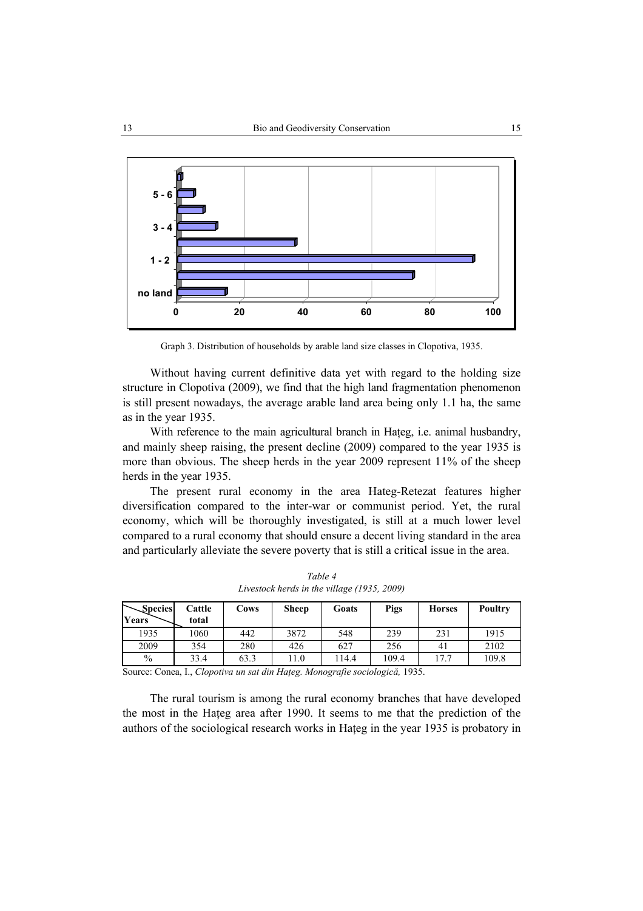Graph 3. Distribution of households by arable land size classes in Clopotiva, 1935.

Without having current definitive data yet with regard to the holding size structure in Clopotiva (2009), we find that the high land fragmentation phenomenon is still present nowadays, the average arable land area being only 1.1 ha, the same as in the year 1935.

With reference to the main agricultural branch in Hațeg, i.e. animal husbandry, and mainly sheep raising, the present decline (2009) compared to the year 1935 is more than obvious. The sheep herds in the year 2009 represent 11% of the sheep herds in the year 1935.

The present rural economy in the area Hateg-Retezat features higher diversification compared to the inter-war or communist period. Yet, the rural economy, which will be thoroughly investigated, is still at a much lower level compared to a rural economy that should ensure a decent living standard in the area and particularly alleviate the severe poverty that is still a critical issue in the area.

*Table 4*
*Livestock herds in the village (1935, 2009)*

| Species / Years | Cattle total | Cows | Sheep | Goats | Pigs | Horses | Poultry |
|---|---|---|---|---|---|---|---|
| 1935 | 1060 | 442 | 3872 | 548 | 239 | 231 | 1915 |
| 2009 | 354 | 280 | 426 | 627 | 256 | 41 | 2102 |
| % | 33.4 | 63.3 | 11.0 | 114.4 | 109.4 | 17.7 | 109.8 |

Source: Conea, I., *Clopotiva un sat din Hațeg. Monografie sociologică,* 1935.

The rural tourism is among the rural economy branches that have developed the most in the Hațeg area after 1990. It seems to me that the prediction of the authors of the sociological research works in Hațeg in the year 1935 is probatory in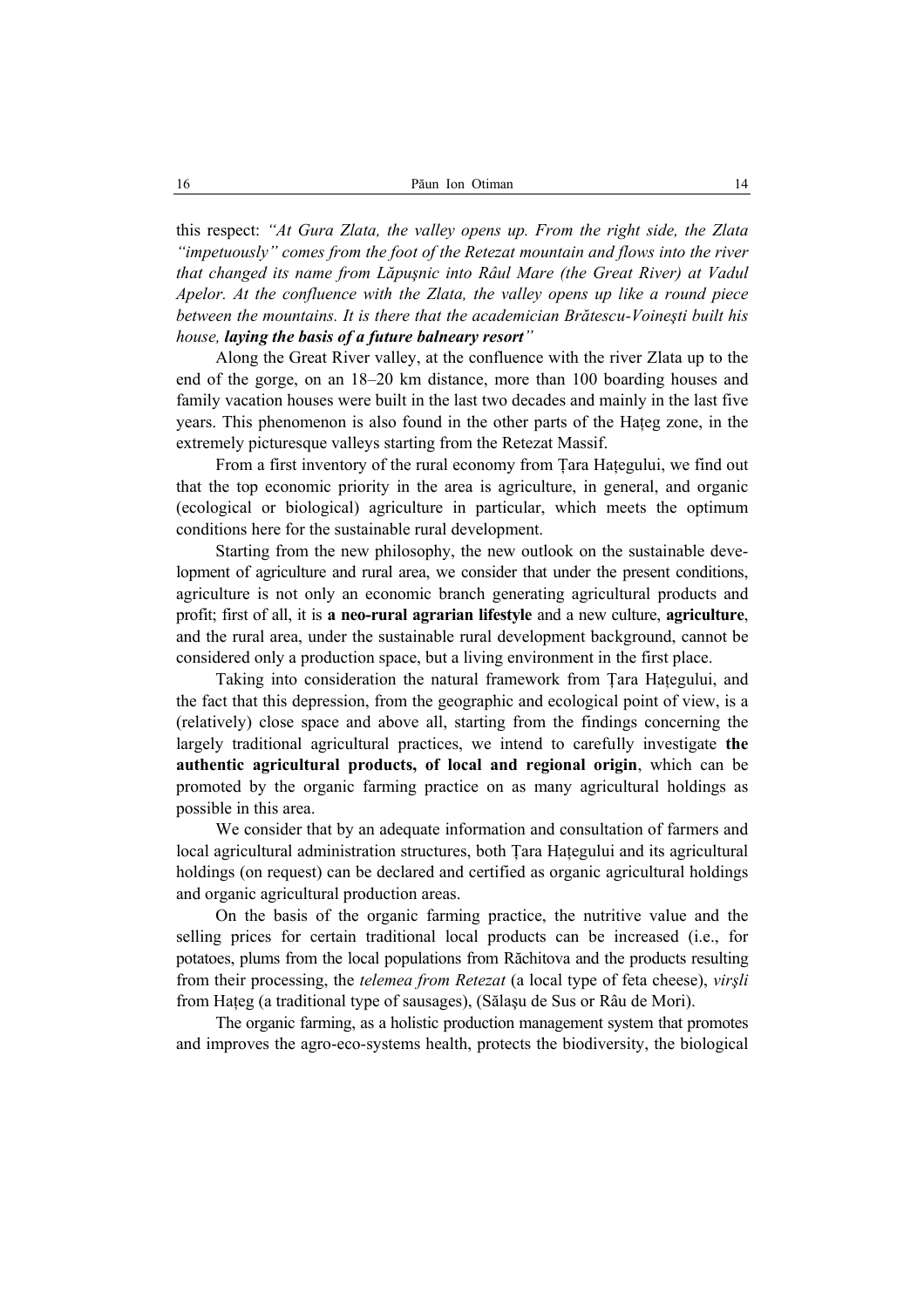this respect: *"At Gura Zlata, the valley opens up. From the right side, the Zlata "impetuously" comes from the foot of the Retezat mountain and flows into the river that changed its name from Lăpuşnic into Râul Mare (the Great River) at Vadul Apelor. At the confluence with the Zlata, the valley opens up like a round piece between the mountains. It is there that the academician Brătescu-Voineşti built his house,* ***laying the basis of a future balneary resort****"*

Along the Great River valley, at the confluence with the river Zlata up to the end of the gorge, on an 18–20 km distance, more than 100 boarding houses and family vacation houses were built in the last two decades and mainly in the last five years. This phenomenon is also found in the other parts of the Haţeg zone, in the extremely picturesque valleys starting from the Retezat Massif.

From a first inventory of the rural economy from Ţara Haţegului, we find out that the top economic priority in the area is agriculture, in general, and organic (ecological or biological) agriculture in particular, which meets the optimum conditions here for the sustainable rural development.

Starting from the new philosophy, the new outlook on the sustainable development of agriculture and rural area, we consider that under the present conditions, agriculture is not only an economic branch generating agricultural products and profit; first of all, it is **a neo-rural agrarian lifestyle** and a new culture, **agriculture**, and the rural area, under the sustainable rural development background, cannot be considered only a production space, but a living environment in the first place.

Taking into consideration the natural framework from Ţara Haţegului, and the fact that this depression, from the geographic and ecological point of view, is a (relatively) close space and above all, starting from the findings concerning the largely traditional agricultural practices, we intend to carefully investigate **the authentic agricultural products, of local and regional origin**, which can be promoted by the organic farming practice on as many agricultural holdings as possible in this area.

We consider that by an adequate information and consultation of farmers and local agricultural administration structures, both Ţara Haţegului and its agricultural holdings (on request) can be declared and certified as organic agricultural holdings and organic agricultural production areas.

On the basis of the organic farming practice, the nutritive value and the selling prices for certain traditional local products can be increased (i.e., for potatoes, plums from the local populations from Răchitova and the products resulting from their processing, the *telemea from Retezat* (a local type of feta cheese), *virşli* from Haţeg (a traditional type of sausages), (Sălaşu de Sus or Râu de Mori).

The organic farming, as a holistic production management system that promotes and improves the agro-eco-systems health, protects the biodiversity, the biological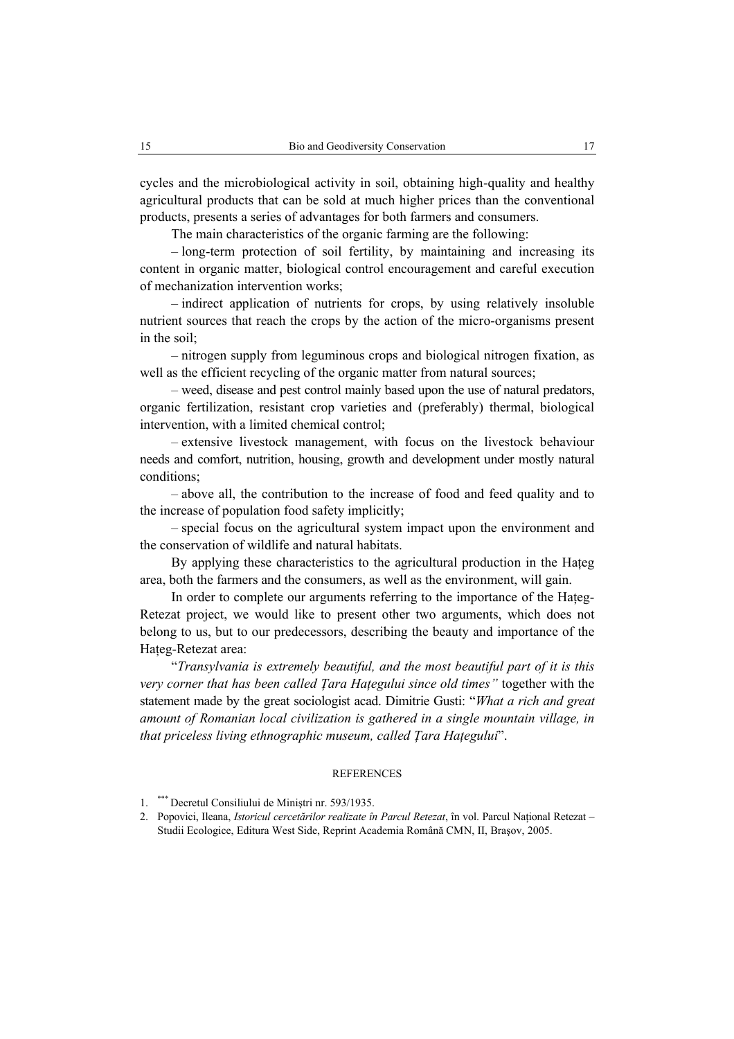cycles and the microbiological activity in soil, obtaining high-quality and healthy agricultural products that can be sold at much higher prices than the conventional products, presents a series of advantages for both farmers and consumers.

The main characteristics of the organic farming are the following:

– long-term protection of soil fertility, by maintaining and increasing its content in organic matter, biological control encouragement and careful execution of mechanization intervention works;

– indirect application of nutrients for crops, by using relatively insoluble nutrient sources that reach the crops by the action of the micro-organisms present in the soil;

– nitrogen supply from leguminous crops and biological nitrogen fixation, as well as the efficient recycling of the organic matter from natural sources;

– weed, disease and pest control mainly based upon the use of natural predators, organic fertilization, resistant crop varieties and (preferably) thermal, biological intervention, with a limited chemical control;

– extensive livestock management, with focus on the livestock behaviour needs and comfort, nutrition, housing, growth and development under mostly natural conditions;

– above all, the contribution to the increase of food and feed quality and to the increase of population food safety implicitly;

– special focus on the agricultural system impact upon the environment and the conservation of wildlife and natural habitats.

By applying these characteristics to the agricultural production in the Hațeg area, both the farmers and the consumers, as well as the environment, will gain.

In order to complete our arguments referring to the importance of the Hațeg-Retezat project, we would like to present other two arguments, which does not belong to us, but to our predecessors, describing the beauty and importance of the Hațeg-Retezat area:

"*Transylvania is extremely beautiful, and the most beautiful part of it is this very corner that has been called Țara Hațegului since old times"* together with the statement made by the great sociologist acad. Dimitrie Gusti: "*What a rich and great amount of Romanian local civilization is gathered in a single mountain village, in that priceless living ethnographic museum, called Țara Hațegului*".

## REFERENCES

1. *** Decretul Consiliului de Miniștri nr. 593/1935.
2. Popovici, Ileana, *Istoricul cercetărilor realizate în Parcul Retezat*, în vol. Parcul Național Retezat – Studii Ecologice, Editura West Side, Reprint Academia Română CMN, II, Brașov, 2005.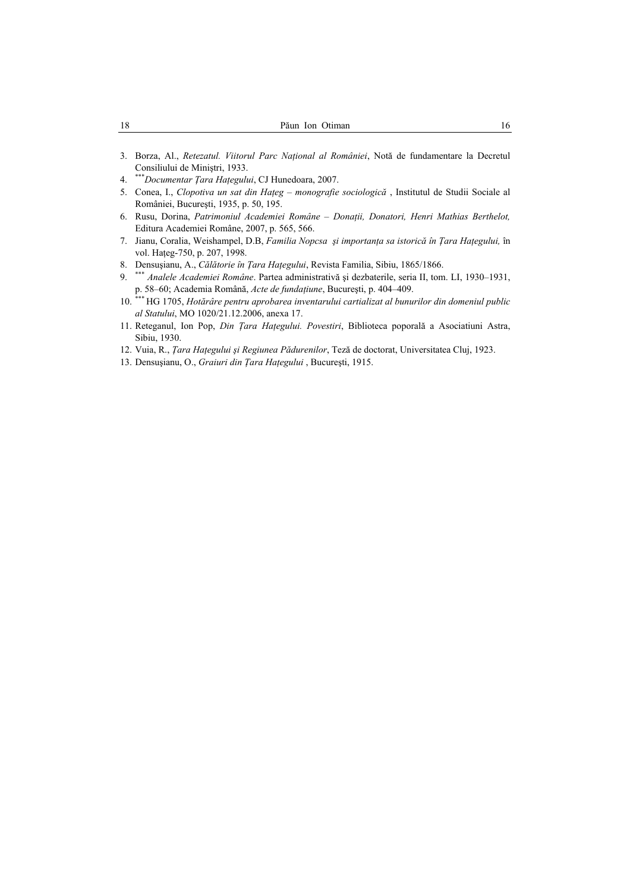3. Borza, Al., *Retezatul. Viitorul Parc Național al României*, Notă de fundamentare la Decretul Consiliului de Miniștri, 1933.
4. ***\**Documentar Țara Hațegului*, CJ Hunedoara, 2007.
5. Conea, I., *Clopotiva un sat din Hațeg – monografie sociologică* , Institutul de Studii Sociale al României, București, 1935, p. 50, 195.
6. Rusu, Dorina, *Patrimoniul Academiei Române – Donații, Donatori, Henri Mathias Berthelot,* Editura Academiei Române, 2007, p. 565, 566.
7. Jianu, Coralia, Weishampel, D.B, *Familia Nopcsa și importanța sa istorică în Țara Hațegului,* în vol. Hațeg-750, p. 207, 1998.
8. Densușianu, A., *Călătorie în Țara Hațegului*, Revista Familia, Sibiu, 1865/1866.
9. *** *Analele Academiei Române*. Partea administrativă și dezbaterile, seria II, tom. LI, 1930–1931, p. 58–60; Academia Română, *Acte de fundațiune*, București, p. 404–409.
10. *** HG 1705, *Hotărâre pentru aprobarea inventarului cartializat al bunurilor din domeniul public al Statului*, MO 1020/21.12.2006, anexa 17.
11. Reteganul, Ion Pop, *Din Țara Hațegului. Povestiri*, Biblioteca poporală a Asociatiuni Astra, Sibiu, 1930.
12. Vuia, R., *Țara Hațegului și Regiunea Pădurenilor*, Teză de doctorat, Universitatea Cluj, 1923.
13. Densușianu, O., *Graiuri din Țara Hațegului* , București, 1915.